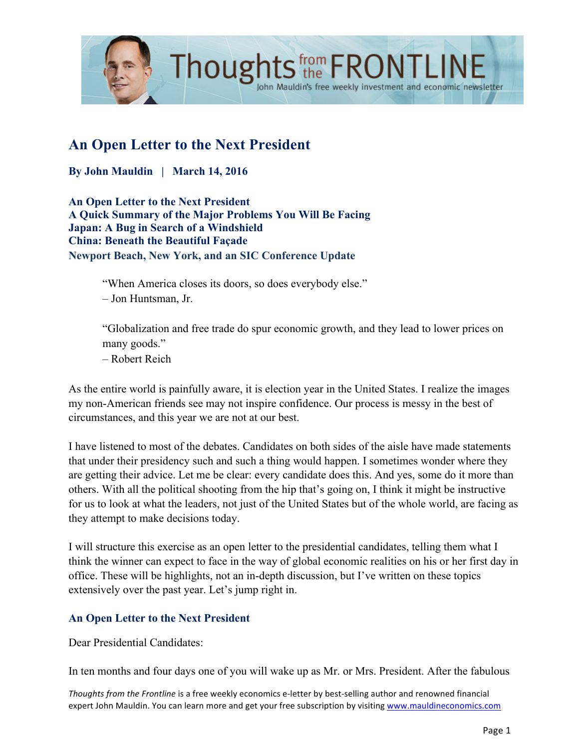# An Open Letter to the Next President

**By John Mauldin | March 14, 2016**

**An Open Letter to the Next President**
**A Quick Summary of the Major Problems You Will Be Facing**
**Japan: A Bug in Search of a Windshield**
**China: Beneath the Beautiful Façade**
**Newport Beach, New York, and an SIC Conference Update**

> "When America closes its doors, so does everybody else."
> – Jon Huntsman, Jr.
>
> "Globalization and free trade do spur economic growth, and they lead to lower prices on many goods."
> – Robert Reich

As the entire world is painfully aware, it is election year in the United States. I realize the images my non-American friends see may not inspire confidence. Our process is messy in the best of circumstances, and this year we are not at our best.

I have listened to most of the debates. Candidates on both sides of the aisle have made statements that under their presidency such and such a thing would happen. I sometimes wonder where they are getting their advice. Let me be clear: every candidate does this. And yes, some do it more than others. With all the political shooting from the hip that's going on, I think it might be instructive for us to look at what the leaders, not just of the United States but of the whole world, are facing as they attempt to make decisions today.

I will structure this exercise as an open letter to the presidential candidates, telling them what I think the winner can expect to face in the way of global economic realities on his or her first day in office. These will be highlights, not an in-depth discussion, but I've written on these topics extensively over the past year. Let's jump right in.

## An Open Letter to the Next President

Dear Presidential Candidates:

In ten months and four days one of you will wake up as Mr. or Mrs. President. After the fabulous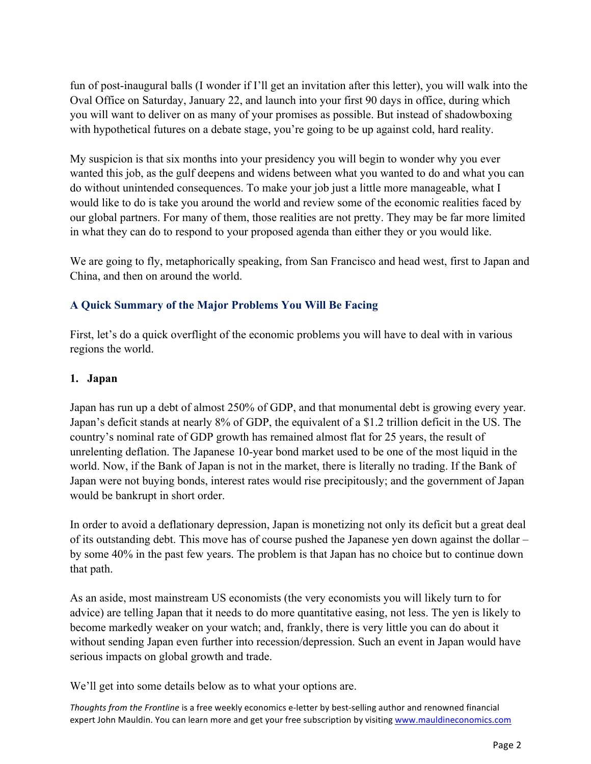fun of post-inaugural balls (I wonder if I'll get an invitation after this letter), you will walk into the Oval Office on Saturday, January 22, and launch into your first 90 days in office, during which you will want to deliver on as many of your promises as possible. But instead of shadowboxing with hypothetical futures on a debate stage, you're going to be up against cold, hard reality.

My suspicion is that six months into your presidency you will begin to wonder why you ever wanted this job, as the gulf deepens and widens between what you wanted to do and what you can do without unintended consequences. To make your job just a little more manageable, what I would like to do is take you around the world and review some of the economic realities faced by our global partners. For many of them, those realities are not pretty. They may be far more limited in what they can do to respond to your proposed agenda than either they or you would like.

We are going to fly, metaphorically speaking, from San Francisco and head west, first to Japan and China, and then on around the world.

### A Quick Summary of the Major Problems You Will Be Facing

First, let's do a quick overflight of the economic problems you will have to deal with in various regions the world.

#### 1. Japan

Japan has run up a debt of almost 250% of GDP, and that monumental debt is growing every year. Japan's deficit stands at nearly 8% of GDP, the equivalent of a $1.2 trillion deficit in the US. The country's nominal rate of GDP growth has remained almost flat for 25 years, the result of unrelenting deflation. The Japanese 10-year bond market used to be one of the most liquid in the world. Now, if the Bank of Japan is not in the market, there is literally no trading. If the Bank of Japan were not buying bonds, interest rates would rise precipitously; and the government of Japan would be bankrupt in short order.

In order to avoid a deflationary depression, Japan is monetizing not only its deficit but a great deal of its outstanding debt. This move has of course pushed the Japanese yen down against the dollar – by some 40% in the past few years. The problem is that Japan has no choice but to continue down that path.

As an aside, most mainstream US economists (the very economists you will likely turn to for advice) are telling Japan that it needs to do more quantitative easing, not less. The yen is likely to become markedly weaker on your watch; and, frankly, there is very little you can do about it without sending Japan even further into recession/depression. Such an event in Japan would have serious impacts on global growth and trade.

We'll get into some details below as to what your options are.

*Thoughts from the Frontline* is a free weekly economics e-letter by best-selling author and renowned financial expert John Mauldin. You can learn more and get your free subscription by visiting www.mauldineconomics.com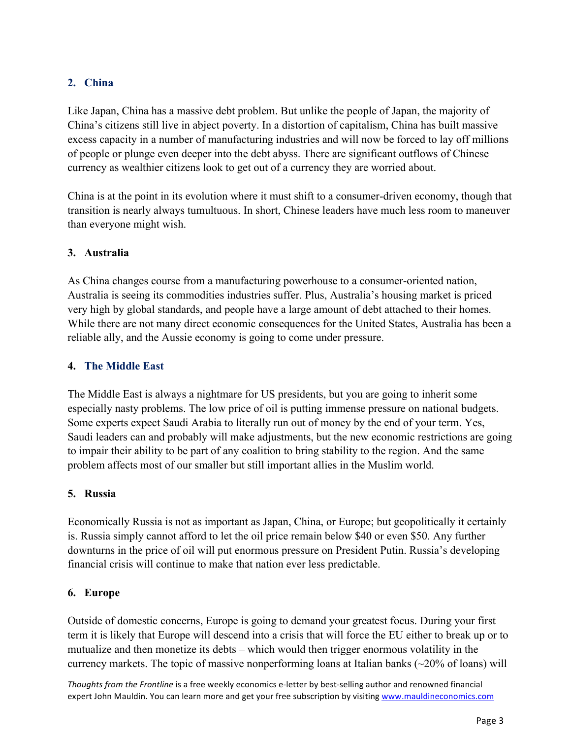### 2. China

Like Japan, China has a massive debt problem. But unlike the people of Japan, the majority of China's citizens still live in abject poverty. In a distortion of capitalism, China has built massive excess capacity in a number of manufacturing industries and will now be forced to lay off millions of people or plunge even deeper into the debt abyss. There are significant outflows of Chinese currency as wealthier citizens look to get out of a currency they are worried about.

China is at the point in its evolution where it must shift to a consumer-driven economy, though that transition is nearly always tumultuous. In short, Chinese leaders have much less room to maneuver than everyone might wish.

### 3. Australia

As China changes course from a manufacturing powerhouse to a consumer-oriented nation, Australia is seeing its commodities industries suffer. Plus, Australia's housing market is priced very high by global standards, and people have a large amount of debt attached to their homes. While there are not many direct economic consequences for the United States, Australia has been a reliable ally, and the Aussie economy is going to come under pressure.

### 4. The Middle East

The Middle East is always a nightmare for US presidents, but you are going to inherit some especially nasty problems. The low price of oil is putting immense pressure on national budgets. Some experts expect Saudi Arabia to literally run out of money by the end of your term. Yes, Saudi leaders can and probably will make adjustments, but the new economic restrictions are going to impair their ability to be part of any coalition to bring stability to the region. And the same problem affects most of our smaller but still important allies in the Muslim world.

### 5. Russia

Economically Russia is not as important as Japan, China, or Europe; but geopolitically it certainly is. Russia simply cannot afford to let the oil price remain below $40 or even $50. Any further downturns in the price of oil will put enormous pressure on President Putin. Russia's developing financial crisis will continue to make that nation ever less predictable.

### 6. Europe

Outside of domestic concerns, Europe is going to demand your greatest focus. During your first term it is likely that Europe will descend into a crisis that will force the EU either to break up or to mutualize and then monetize its debts – which would then trigger enormous volatility in the currency markets. The topic of massive nonperforming loans at Italian banks (~20% of loans) will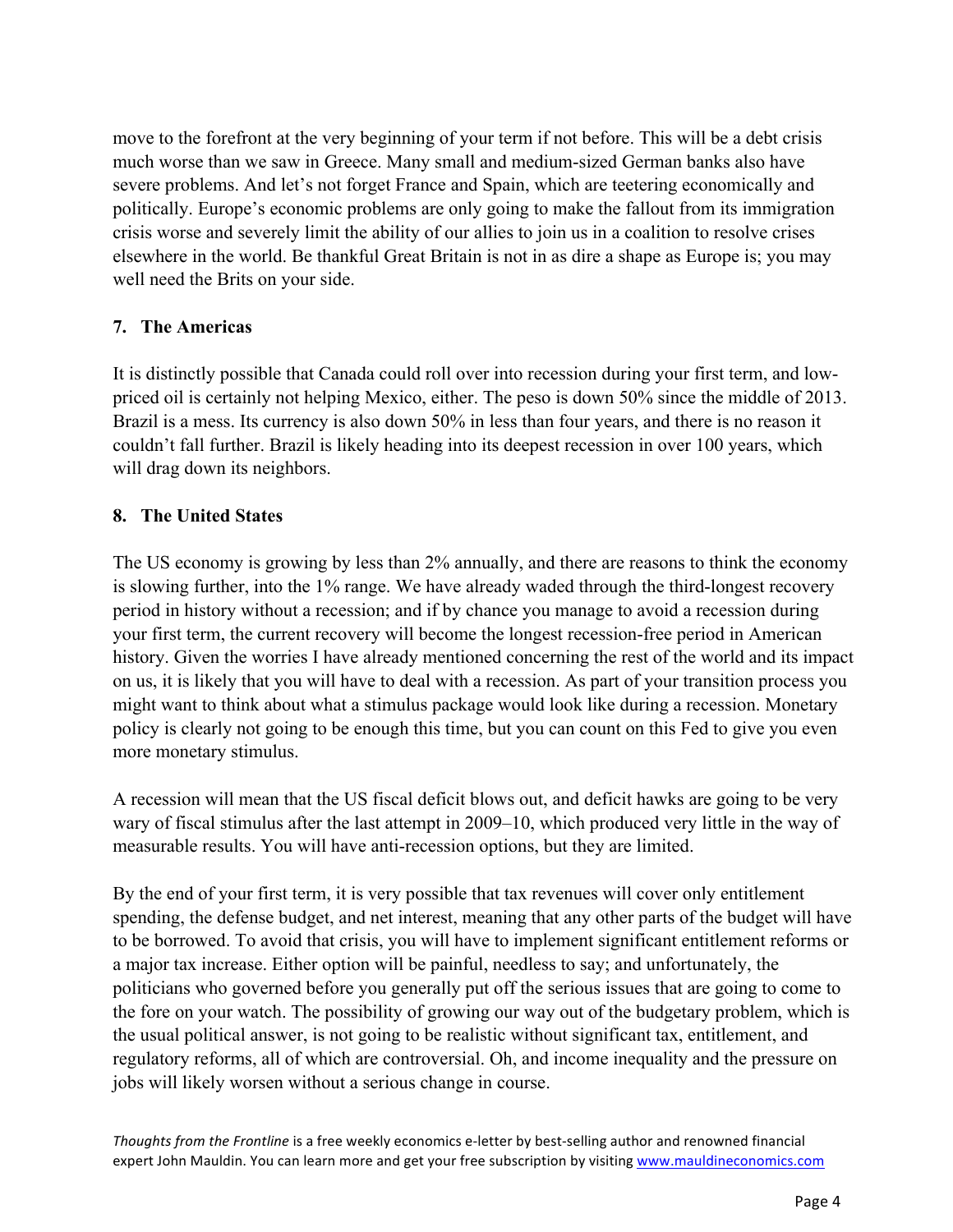move to the forefront at the very beginning of your term if not before. This will be a debt crisis much worse than we saw in Greece. Many small and medium-sized German banks also have severe problems. And let's not forget France and Spain, which are teetering economically and politically. Europe's economic problems are only going to make the fallout from its immigration crisis worse and severely limit the ability of our allies to join us in a coalition to resolve crises elsewhere in the world. Be thankful Great Britain is not in as dire a shape as Europe is; you may well need the Brits on your side.

**7. The Americas**

It is distinctly possible that Canada could roll over into recession during your first term, and low-priced oil is certainly not helping Mexico, either. The peso is down 50% since the middle of 2013. Brazil is a mess. Its currency is also down 50% in less than four years, and there is no reason it couldn't fall further. Brazil is likely heading into its deepest recession in over 100 years, which will drag down its neighbors.

**8. The United States**

The US economy is growing by less than 2% annually, and there are reasons to think the economy is slowing further, into the 1% range. We have already waded through the third-longest recovery period in history without a recession; and if by chance you manage to avoid a recession during your first term, the current recovery will become the longest recession-free period in American history. Given the worries I have already mentioned concerning the rest of the world and its impact on us, it is likely that you will have to deal with a recession. As part of your transition process you might want to think about what a stimulus package would look like during a recession. Monetary policy is clearly not going to be enough this time, but you can count on this Fed to give you even more monetary stimulus.

A recession will mean that the US fiscal deficit blows out, and deficit hawks are going to be very wary of fiscal stimulus after the last attempt in 2009–10, which produced very little in the way of measurable results. You will have anti-recession options, but they are limited.

By the end of your first term, it is very possible that tax revenues will cover only entitlement spending, the defense budget, and net interest, meaning that any other parts of the budget will have to be borrowed. To avoid that crisis, you will have to implement significant entitlement reforms or a major tax increase. Either option will be painful, needless to say; and unfortunately, the politicians who governed before you generally put off the serious issues that are going to come to the fore on your watch. The possibility of growing our way out of the budgetary problem, which is the usual political answer, is not going to be realistic without significant tax, entitlement, and regulatory reforms, all of which are controversial. Oh, and income inequality and the pressure on jobs will likely worsen without a serious change in course.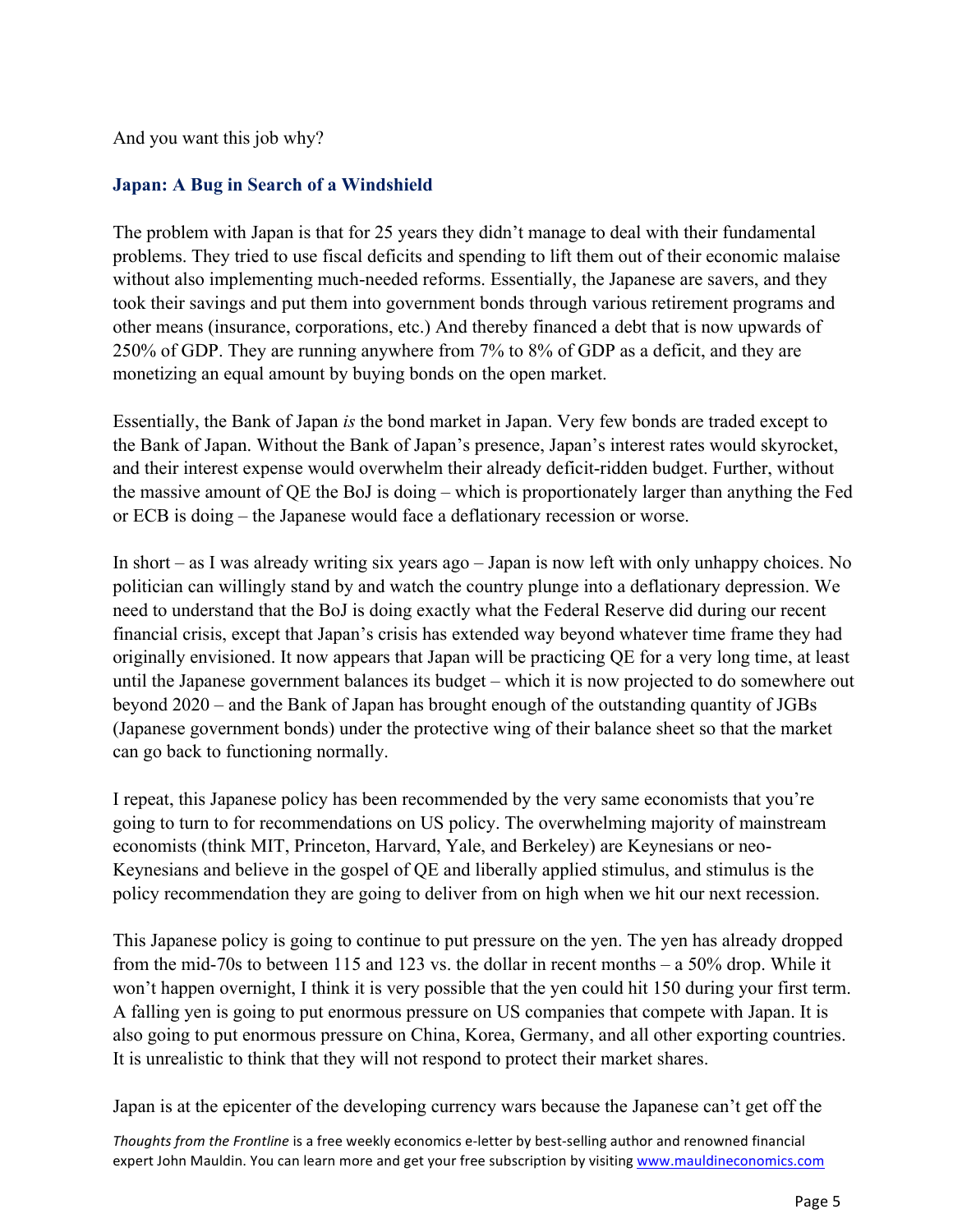And you want this job why?

## Japan: A Bug in Search of a Windshield

The problem with Japan is that for 25 years they didn't manage to deal with their fundamental problems. They tried to use fiscal deficits and spending to lift them out of their economic malaise without also implementing much-needed reforms. Essentially, the Japanese are savers, and they took their savings and put them into government bonds through various retirement programs and other means (insurance, corporations, etc.) And thereby financed a debt that is now upwards of 250% of GDP. They are running anywhere from 7% to 8% of GDP as a deficit, and they are monetizing an equal amount by buying bonds on the open market.

Essentially, the Bank of Japan *is* the bond market in Japan. Very few bonds are traded except to the Bank of Japan. Without the Bank of Japan's presence, Japan's interest rates would skyrocket, and their interest expense would overwhelm their already deficit-ridden budget. Further, without the massive amount of QE the BoJ is doing – which is proportionately larger than anything the Fed or ECB is doing – the Japanese would face a deflationary recession or worse.

In short – as I was already writing six years ago – Japan is now left with only unhappy choices. No politician can willingly stand by and watch the country plunge into a deflationary depression. We need to understand that the BoJ is doing exactly what the Federal Reserve did during our recent financial crisis, except that Japan's crisis has extended way beyond whatever time frame they had originally envisioned. It now appears that Japan will be practicing QE for a very long time, at least until the Japanese government balances its budget – which it is now projected to do somewhere out beyond 2020 – and the Bank of Japan has brought enough of the outstanding quantity of JGBs (Japanese government bonds) under the protective wing of their balance sheet so that the market can go back to functioning normally.

I repeat, this Japanese policy has been recommended by the very same economists that you're going to turn to for recommendations on US policy. The overwhelming majority of mainstream economists (think MIT, Princeton, Harvard, Yale, and Berkeley) are Keynesians or neo-Keynesians and believe in the gospel of QE and liberally applied stimulus, and stimulus is the policy recommendation they are going to deliver from on high when we hit our next recession.

This Japanese policy is going to continue to put pressure on the yen. The yen has already dropped from the mid-70s to between 115 and 123 vs. the dollar in recent months – a 50% drop. While it won't happen overnight, I think it is very possible that the yen could hit 150 during your first term. A falling yen is going to put enormous pressure on US companies that compete with Japan. It is also going to put enormous pressure on China, Korea, Germany, and all other exporting countries. It is unrealistic to think that they will not respond to protect their market shares.

Japan is at the epicenter of the developing currency wars because the Japanese can't get off the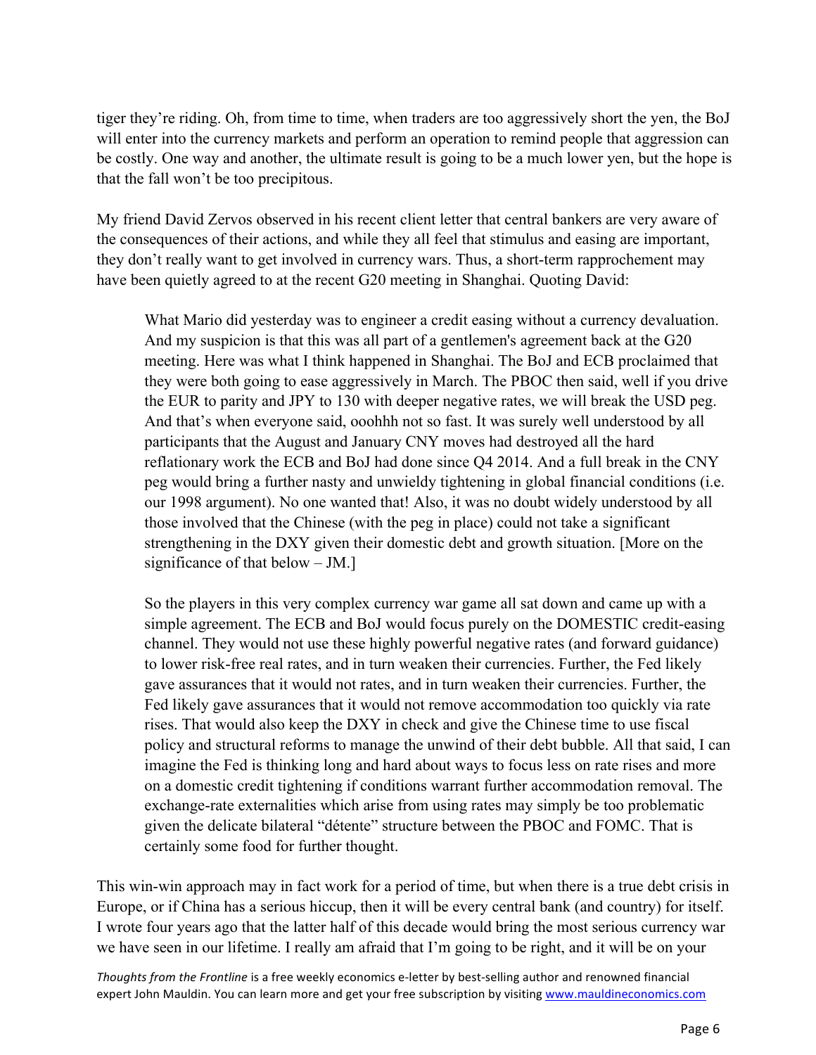tiger they're riding. Oh, from time to time, when traders are too aggressively short the yen, the BoJ will enter into the currency markets and perform an operation to remind people that aggression can be costly. One way and another, the ultimate result is going to be a much lower yen, but the hope is that the fall won't be too precipitous.

My friend David Zervos observed in his recent client letter that central bankers are very aware of the consequences of their actions, and while they all feel that stimulus and easing are important, they don't really want to get involved in currency wars. Thus, a short-term rapprochement may have been quietly agreed to at the recent G20 meeting in Shanghai. Quoting David:

> What Mario did yesterday was to engineer a credit easing without a currency devaluation. And my suspicion is that this was all part of a gentlemen's agreement back at the G20 meeting. Here was what I think happened in Shanghai. The BoJ and ECB proclaimed that they were both going to ease aggressively in March. The PBOC then said, well if you drive the EUR to parity and JPY to 130 with deeper negative rates, we will break the USD peg. And that's when everyone said, ooohhh not so fast. It was surely well understood by all participants that the August and January CNY moves had destroyed all the hard reflationary work the ECB and BoJ had done since Q4 2014. And a full break in the CNY peg would bring a further nasty and unwieldy tightening in global financial conditions (i.e. our 1998 argument). No one wanted that! Also, it was no doubt widely understood by all those involved that the Chinese (with the peg in place) could not take a significant strengthening in the DXY given their domestic debt and growth situation. [More on the significance of that below – JM.]
>
> So the players in this very complex currency war game all sat down and came up with a simple agreement. The ECB and BoJ would focus purely on the DOMESTIC credit-easing channel. They would not use these highly powerful negative rates (and forward guidance) to lower risk-free real rates, and in turn weaken their currencies. Further, the Fed likely gave assurances that it would not rates, and in turn weaken their currencies. Further, the Fed likely gave assurances that it would not remove accommodation too quickly via rate rises. That would also keep the DXY in check and give the Chinese time to use fiscal policy and structural reforms to manage the unwind of their debt bubble. All that said, I can imagine the Fed is thinking long and hard about ways to focus less on rate rises and more on a domestic credit tightening if conditions warrant further accommodation removal. The exchange-rate externalities which arise from using rates may simply be too problematic given the delicate bilateral "détente" structure between the PBOC and FOMC. That is certainly some food for further thought.

This win-win approach may in fact work for a period of time, but when there is a true debt crisis in Europe, or if China has a serious hiccup, then it will be every central bank (and country) for itself. I wrote four years ago that the latter half of this decade would bring the most serious currency war we have seen in our lifetime. I really am afraid that I'm going to be right, and it will be on your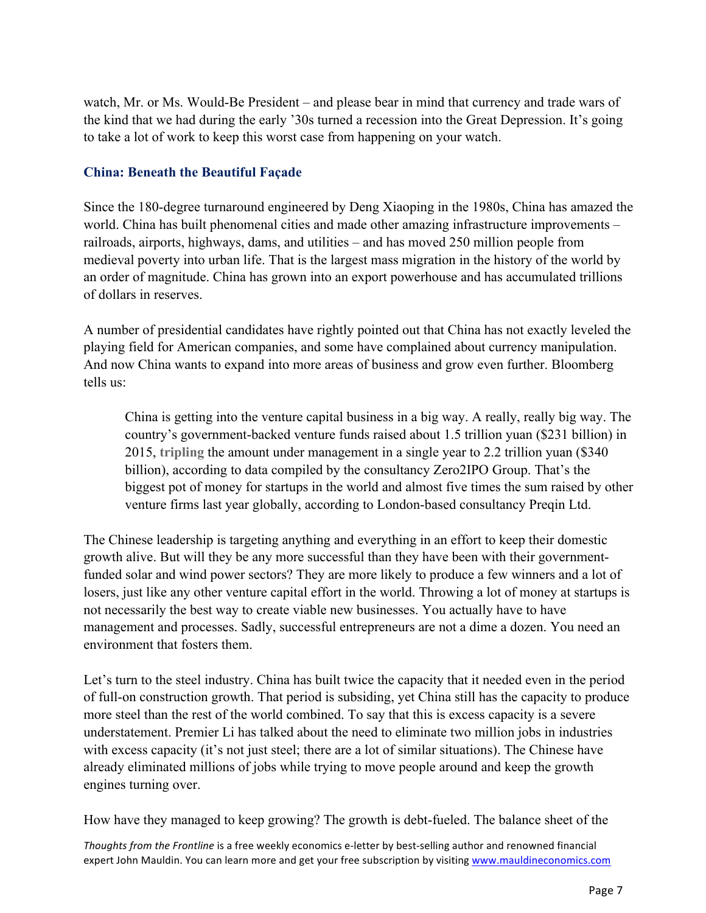watch, Mr. or Ms. Would-Be President – and please bear in mind that currency and trade wars of the kind that we had during the early '30s turned a recession into the Great Depression. It's going to take a lot of work to keep this worst case from happening on your watch.

## China: Beneath the Beautiful Façade

Since the 180-degree turnaround engineered by Deng Xiaoping in the 1980s, China has amazed the world. China has built phenomenal cities and made other amazing infrastructure improvements – railroads, airports, highways, dams, and utilities – and has moved 250 million people from medieval poverty into urban life. That is the largest mass migration in the history of the world by an order of magnitude. China has grown into an export powerhouse and has accumulated trillions of dollars in reserves.

A number of presidential candidates have rightly pointed out that China has not exactly leveled the playing field for American companies, and some have complained about currency manipulation. And now China wants to expand into more areas of business and grow even further. Bloomberg tells us:

> China is getting into the venture capital business in a big way. A really, really big way. The country's government-backed venture funds raised about 1.5 trillion yuan ($231 billion) in 2015, **tripling** the amount under management in a single year to 2.2 trillion yuan ($340 billion), according to data compiled by the consultancy Zero2IPO Group. That's the biggest pot of money for startups in the world and almost five times the sum raised by other venture firms last year globally, according to London-based consultancy Preqin Ltd.

The Chinese leadership is targeting anything and everything in an effort to keep their domestic growth alive. But will they be any more successful than they have been with their government-funded solar and wind power sectors? They are more likely to produce a few winners and a lot of losers, just like any other venture capital effort in the world. Throwing a lot of money at startups is not necessarily the best way to create viable new businesses. You actually have to have management and processes. Sadly, successful entrepreneurs are not a dime a dozen. You need an environment that fosters them.

Let's turn to the steel industry. China has built twice the capacity that it needed even in the period of full-on construction growth. That period is subsiding, yet China still has the capacity to produce more steel than the rest of the world combined. To say that this is excess capacity is a severe understatement. Premier Li has talked about the need to eliminate two million jobs in industries with excess capacity (it's not just steel; there are a lot of similar situations). The Chinese have already eliminated millions of jobs while trying to move people around and keep the growth engines turning over.

How have they managed to keep growing? The growth is debt-fueled. The balance sheet of the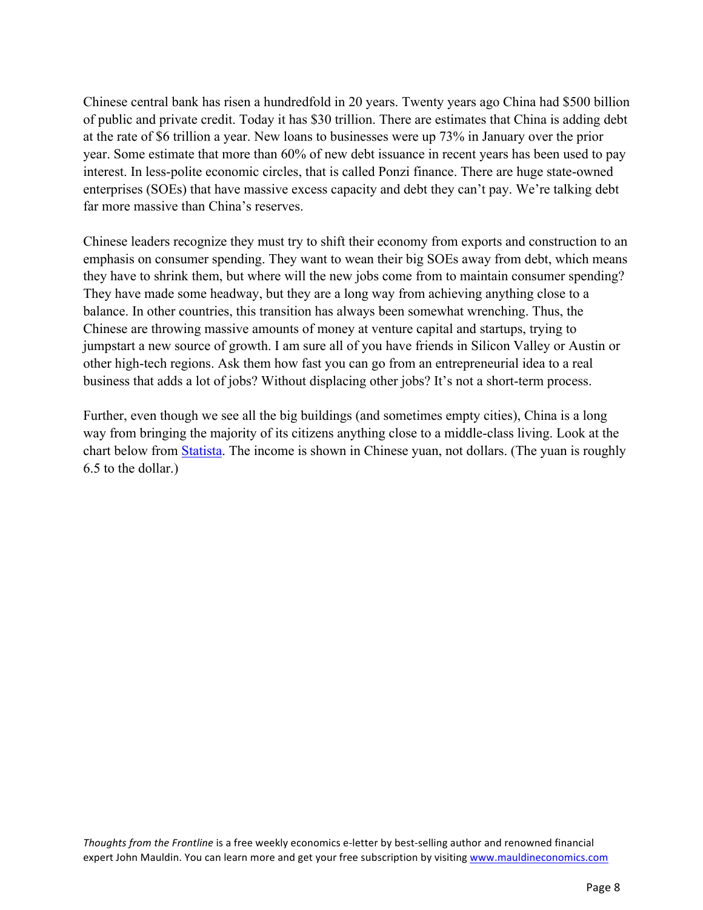Chinese central bank has risen a hundredfold in 20 years. Twenty years ago China had $500 billion of public and private credit. Today it has $30 trillion. There are estimates that China is adding debt at the rate of $6 trillion a year. New loans to businesses were up 73% in January over the prior year. Some estimate that more than 60% of new debt issuance in recent years has been used to pay interest. In less-polite economic circles, that is called Ponzi finance. There are huge state-owned enterprises (SOEs) that have massive excess capacity and debt they can't pay. We're talking debt far more massive than China's reserves.

Chinese leaders recognize they must try to shift their economy from exports and construction to an emphasis on consumer spending. They want to wean their big SOEs away from debt, which means they have to shrink them, but where will the new jobs come from to maintain consumer spending? They have made some headway, but they are a long way from achieving anything close to a balance. In other countries, this transition has always been somewhat wrenching. Thus, the Chinese are throwing massive amounts of money at venture capital and startups, trying to jumpstart a new source of growth. I am sure all of you have friends in Silicon Valley or Austin or other high-tech regions. Ask them how fast you can go from an entrepreneurial idea to a real business that adds a lot of jobs? Without displacing other jobs? It's not a short-term process.

Further, even though we see all the big buildings (and sometimes empty cities), China is a long way from bringing the majority of its citizens anything close to a middle-class living. Look at the chart below from [Statista](). The income is shown in Chinese yuan, not dollars. (The yuan is roughly 6.5 to the dollar.)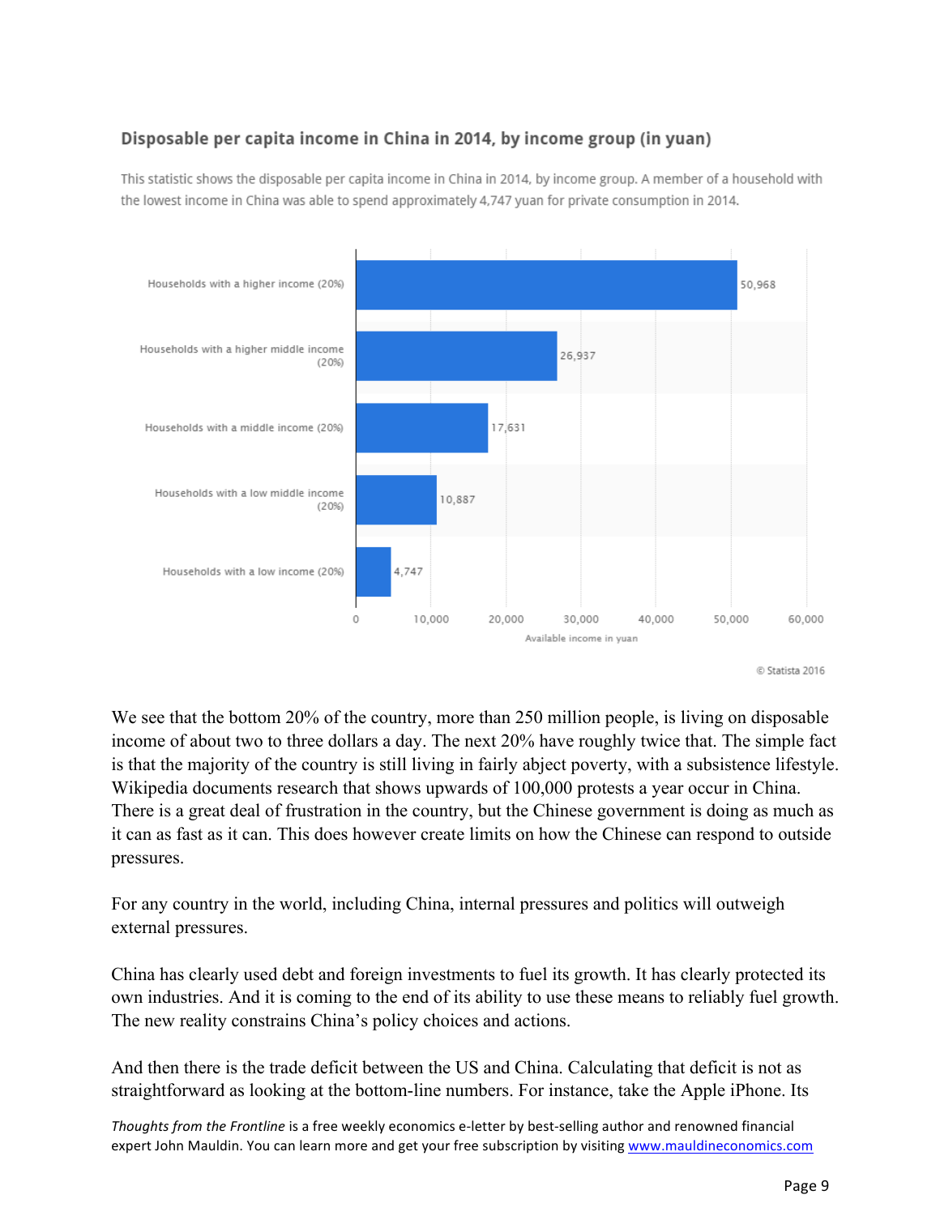### Disposable per capita income in China in 2014, by income group (in yuan)

This statistic shows the disposable per capita income in China in 2014, by income group. A member of a household with the lowest income in China was able to spend approximately 4,747 yuan for private consumption in 2014.

| Income group | Available income in yuan |
|---|---|
| Households with a higher income (20%) | 50,968 |
| Households with a higher middle income (20%) | 26,937 |
| Households with a middle income (20%) | 17,631 |
| Households with a low middle income (20%) | 10,887 |
| Households with a low income (20%) | 4,747 |

© Statista 2016

We see that the bottom 20% of the country, more than 250 million people, is living on disposable income of about two to three dollars a day. The next 20% have roughly twice that. The simple fact is that the majority of the country is still living in fairly abject poverty, with a subsistence lifestyle. Wikipedia documents research that shows upwards of 100,000 protests a year occur in China. There is a great deal of frustration in the country, but the Chinese government is doing as much as it can as fast as it can. This does however create limits on how the Chinese can respond to outside pressures.

For any country in the world, including China, internal pressures and politics will outweigh external pressures.

China has clearly used debt and foreign investments to fuel its growth. It has clearly protected its own industries. And it is coming to the end of its ability to use these means to reliably fuel growth. The new reality constrains China's policy choices and actions.

And then there is the trade deficit between the US and China. Calculating that deficit is not as straightforward as looking at the bottom-line numbers. For instance, take the Apple iPhone. Its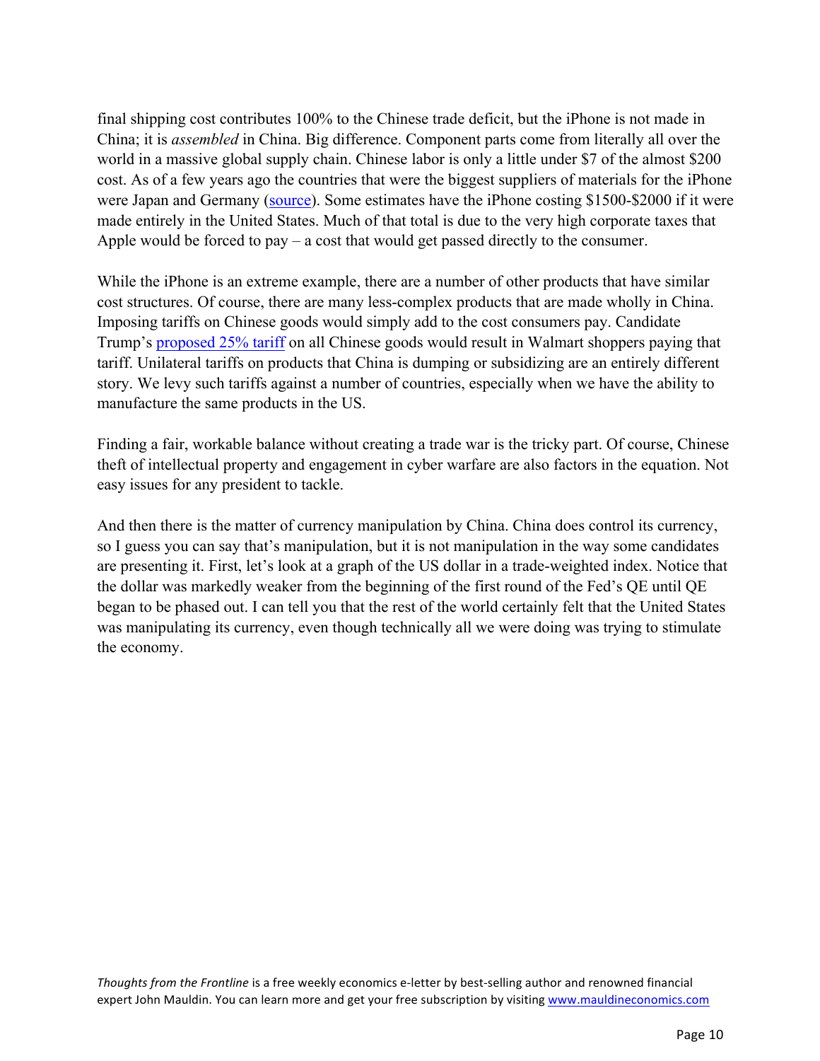final shipping cost contributes 100% to the Chinese trade deficit, but the iPhone is not made in China; it is *assembled* in China. Big difference. Component parts come from literally all over the world in a massive global supply chain. Chinese labor is only a little under $7 of the almost $200 cost. As of a few years ago the countries that were the biggest suppliers of materials for the iPhone were Japan and Germany (source). Some estimates have the iPhone costing $1500-$2000 if it were made entirely in the United States. Much of that total is due to the very high corporate taxes that Apple would be forced to pay – a cost that would get passed directly to the consumer.

While the iPhone is an extreme example, there are a number of other products that have similar cost structures. Of course, there are many less-complex products that are made wholly in China. Imposing tariffs on Chinese goods would simply add to the cost consumers pay. Candidate Trump's proposed 25% tariff on all Chinese goods would result in Walmart shoppers paying that tariff. Unilateral tariffs on products that China is dumping or subsidizing are an entirely different story. We levy such tariffs against a number of countries, especially when we have the ability to manufacture the same products in the US.

Finding a fair, workable balance without creating a trade war is the tricky part. Of course, Chinese theft of intellectual property and engagement in cyber warfare are also factors in the equation. Not easy issues for any president to tackle.

And then there is the matter of currency manipulation by China. China does control its currency, so I guess you can say that's manipulation, but it is not manipulation in the way some candidates are presenting it. First, let's look at a graph of the US dollar in a trade-weighted index. Notice that the dollar was markedly weaker from the beginning of the first round of the Fed's QE until QE began to be phased out. I can tell you that the rest of the world certainly felt that the United States was manipulating its currency, even though technically all we were doing was trying to stimulate the economy.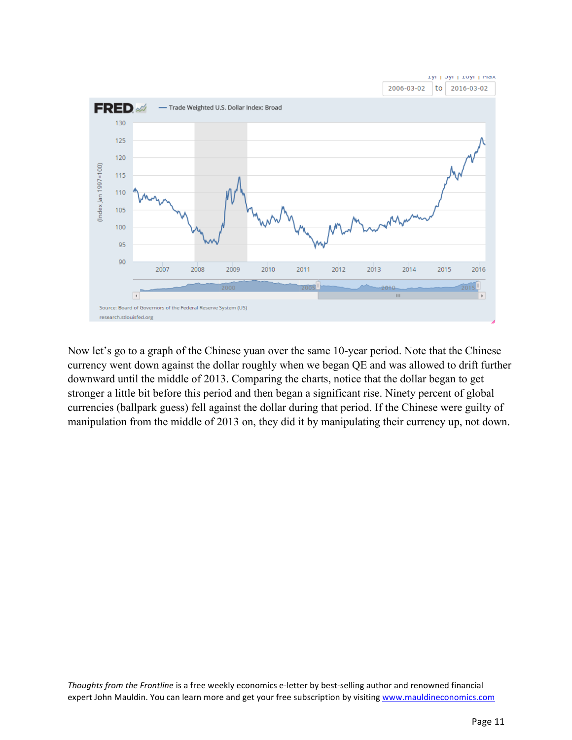Now let's go to a graph of the Chinese yuan over the same 10-year period. Note that the Chinese currency went down against the dollar roughly when we began QE and was allowed to drift further downward until the middle of 2013. Comparing the charts, notice that the dollar began to get stronger a little bit before this period and then began a significant rise. Ninety percent of global currencies (ballpark guess) fell against the dollar during that period. If the Chinese were guilty of manipulation from the middle of 2013 on, they did it by manipulating their currency up, not down.

*Thoughts from the Frontline* is a free weekly economics e-letter by best-selling author and renowned financial expert John Mauldin. You can learn more and get your free subscription by visiting [www.mauldineconomics.com](http://www.mauldineconomics.com)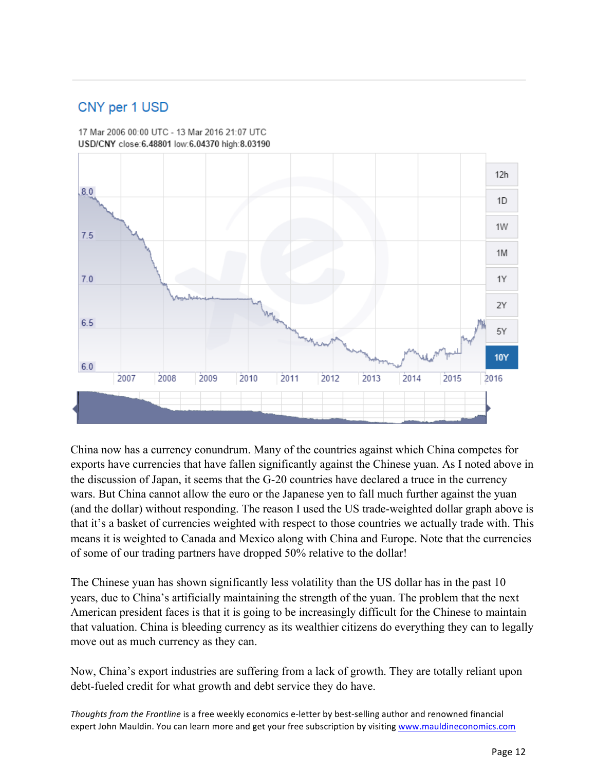CNY per 1 USD

17 Mar 2006 00:00 UTC - 13 Mar 2016 21:07 UTC
**USD/CNY** close:**6.48801** low:**6.04370** high:**8.03190**

China now has a currency conundrum. Many of the countries against which China competes for exports have currencies that have fallen significantly against the Chinese yuan. As I noted above in the discussion of Japan, it seems that the G-20 countries have declared a truce in the currency wars. But China cannot allow the euro or the Japanese yen to fall much further against the yuan (and the dollar) without responding. The reason I used the US trade-weighted dollar graph above is that it's a basket of currencies weighted with respect to those countries we actually trade with. This means it is weighted to Canada and Mexico along with China and Europe. Note that the currencies of some of our trading partners have dropped 50% relative to the dollar!

The Chinese yuan has shown significantly less volatility than the US dollar has in the past 10 years, due to China's artificially maintaining the strength of the yuan. The problem that the next American president faces is that it is going to be increasingly difficult for the Chinese to maintain that valuation. China is bleeding currency as its wealthier citizens do everything they can to legally move out as much currency as they can.

Now, China's export industries are suffering from a lack of growth. They are totally reliant upon debt-fueled credit for what growth and debt service they do have.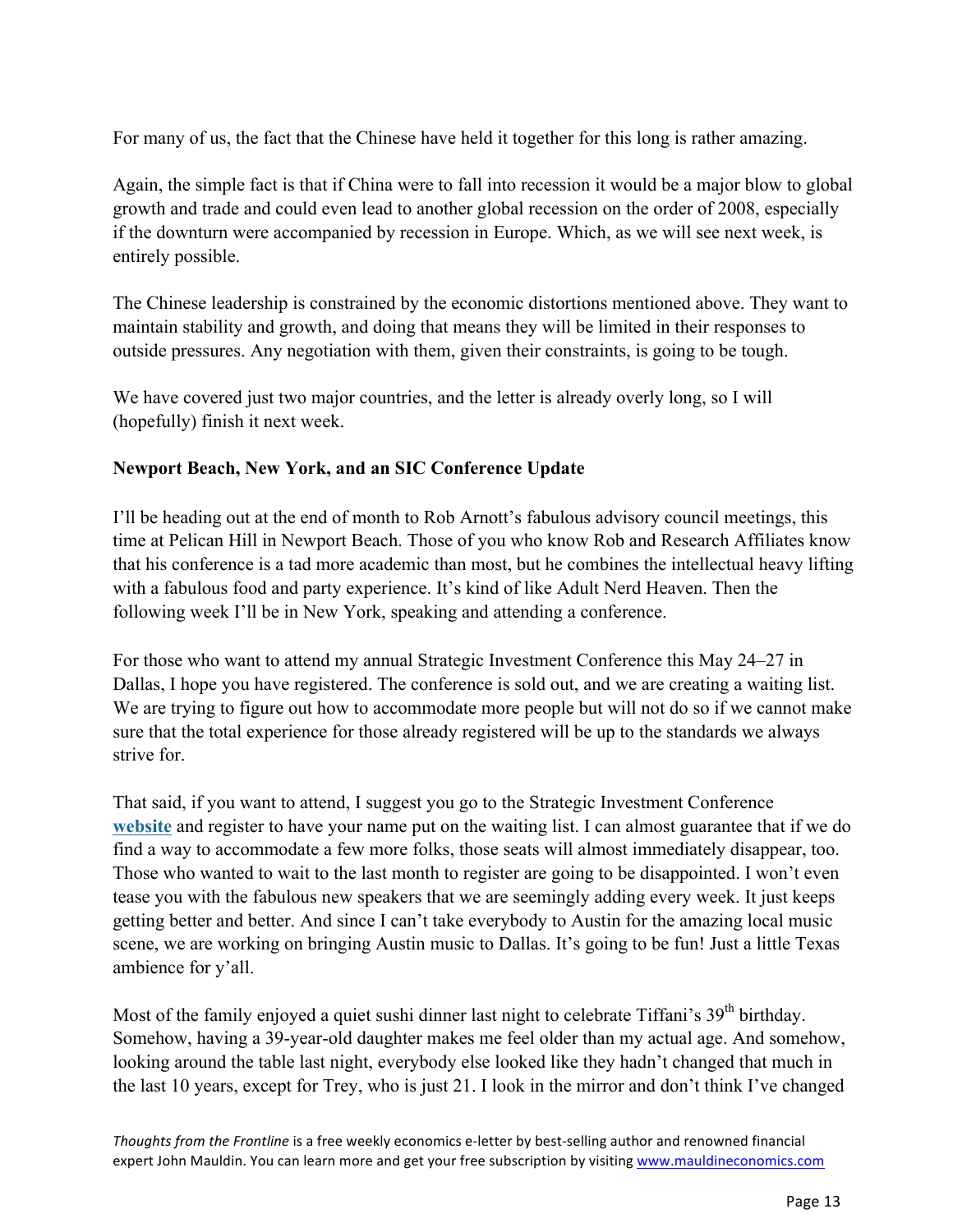For many of us, the fact that the Chinese have held it together for this long is rather amazing.

Again, the simple fact is that if China were to fall into recession it would be a major blow to global growth and trade and could even lead to another global recession on the order of 2008, especially if the downturn were accompanied by recession in Europe. Which, as we will see next week, is entirely possible.

The Chinese leadership is constrained by the economic distortions mentioned above. They want to maintain stability and growth, and doing that means they will be limited in their responses to outside pressures. Any negotiation with them, given their constraints, is going to be tough.

We have covered just two major countries, and the letter is already overly long, so I will (hopefully) finish it next week.

**Newport Beach, New York, and an SIC Conference Update**

I'll be heading out at the end of month to Rob Arnott's fabulous advisory council meetings, this time at Pelican Hill in Newport Beach. Those of you who know Rob and Research Affiliates know that his conference is a tad more academic than most, but he combines the intellectual heavy lifting with a fabulous food and party experience. It's kind of like Adult Nerd Heaven. Then the following week I'll be in New York, speaking and attending a conference.

For those who want to attend my annual Strategic Investment Conference this May 24–27 in Dallas, I hope you have registered. The conference is sold out, and we are creating a waiting list. We are trying to figure out how to accommodate more people but will not do so if we cannot make sure that the total experience for those already registered will be up to the standards we always strive for.

That said, if you want to attend, I suggest you go to the Strategic Investment Conference **website** and register to have your name put on the waiting list. I can almost guarantee that if we do find a way to accommodate a few more folks, those seats will almost immediately disappear, too. Those who wanted to wait to the last month to register are going to be disappointed. I won't even tease you with the fabulous new speakers that we are seemingly adding every week. It just keeps getting better and better. And since I can't take everybody to Austin for the amazing local music scene, we are working on bringing Austin music to Dallas. It's going to be fun! Just a little Texas ambience for y'all.

Most of the family enjoyed a quiet sushi dinner last night to celebrate Tiffani's 39th birthday. Somehow, having a 39-year-old daughter makes me feel older than my actual age. And somehow, looking around the table last night, everybody else looked like they hadn't changed that much in the last 10 years, except for Trey, who is just 21. I look in the mirror and don't think I've changed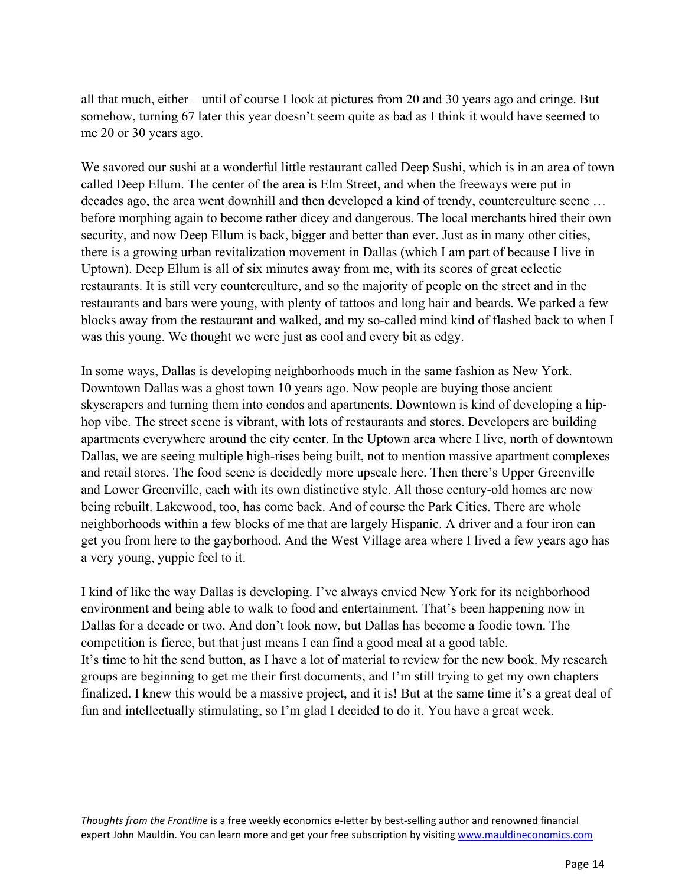all that much, either – until of course I look at pictures from 20 and 30 years ago and cringe. But somehow, turning 67 later this year doesn't seem quite as bad as I think it would have seemed to me 20 or 30 years ago.

We savored our sushi at a wonderful little restaurant called Deep Sushi, which is in an area of town called Deep Ellum. The center of the area is Elm Street, and when the freeways were put in decades ago, the area went downhill and then developed a kind of trendy, counterculture scene … before morphing again to become rather dicey and dangerous. The local merchants hired their own security, and now Deep Ellum is back, bigger and better than ever. Just as in many other cities, there is a growing urban revitalization movement in Dallas (which I am part of because I live in Uptown). Deep Ellum is all of six minutes away from me, with its scores of great eclectic restaurants. It is still very counterculture, and so the majority of people on the street and in the restaurants and bars were young, with plenty of tattoos and long hair and beards. We parked a few blocks away from the restaurant and walked, and my so-called mind kind of flashed back to when I was this young. We thought we were just as cool and every bit as edgy.

In some ways, Dallas is developing neighborhoods much in the same fashion as New York. Downtown Dallas was a ghost town 10 years ago. Now people are buying those ancient skyscrapers and turning them into condos and apartments. Downtown is kind of developing a hip-hop vibe. The street scene is vibrant, with lots of restaurants and stores. Developers are building apartments everywhere around the city center. In the Uptown area where I live, north of downtown Dallas, we are seeing multiple high-rises being built, not to mention massive apartment complexes and retail stores. The food scene is decidedly more upscale here. Then there's Upper Greenville and Lower Greenville, each with its own distinctive style. All those century-old homes are now being rebuilt. Lakewood, too, has come back. And of course the Park Cities. There are whole neighborhoods within a few blocks of me that are largely Hispanic. A driver and a four iron can get you from here to the gayborhood. And the West Village area where I lived a few years ago has a very young, yuppie feel to it.

I kind of like the way Dallas is developing. I've always envied New York for its neighborhood environment and being able to walk to food and entertainment. That's been happening now in Dallas for a decade or two. And don't look now, but Dallas has become a foodie town. The competition is fierce, but that just means I can find a good meal at a good table.

It's time to hit the send button, as I have a lot of material to review for the new book. My research groups are beginning to get me their first documents, and I'm still trying to get my own chapters finalized. I knew this would be a massive project, and it is! But at the same time it's a great deal of fun and intellectually stimulating, so I'm glad I decided to do it. You have a great week.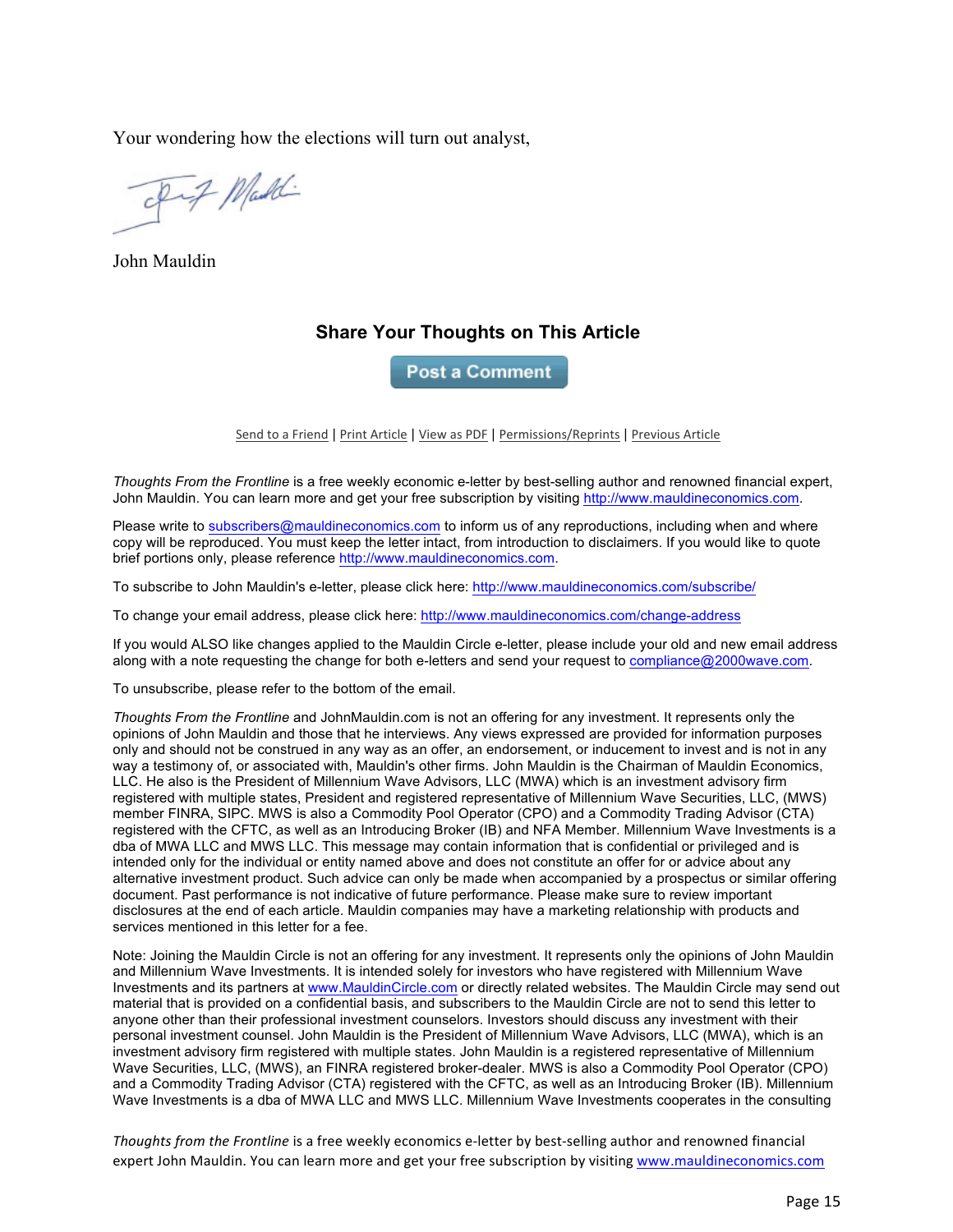Your wondering how the elections will turn out analyst,

John Mauldin

## Share Your Thoughts on This Article

Post a Comment

Send to a Friend | Print Article | View as PDF | Permissions/Reprints | Previous Article

*Thoughts From the Frontline* is a free weekly economic e-letter by best-selling author and renowned financial expert, John Mauldin. You can learn more and get your free subscription by visiting http://www.mauldineconomics.com.

Please write to subscribers@mauldineconomics.com to inform us of any reproductions, including when and where copy will be reproduced. You must keep the letter intact, from introduction to disclaimers. If you would like to quote brief portions only, please reference http://www.mauldineconomics.com.

To subscribe to John Mauldin's e-letter, please click here: http://www.mauldineconomics.com/subscribe/

To change your email address, please click here: http://www.mauldineconomics.com/change-address

If you would ALSO like changes applied to the Mauldin Circle e-letter, please include your old and new email address along with a note requesting the change for both e-letters and send your request to compliance@2000wave.com.

To unsubscribe, please refer to the bottom of the email.

*Thoughts From the Frontline* and JohnMauldin.com is not an offering for any investment. It represents only the opinions of John Mauldin and those that he interviews. Any views expressed are provided for information purposes only and should not be construed in any way as an offer, an endorsement, or inducement to invest and is not in any way a testimony of, or associated with, Mauldin's other firms. John Mauldin is the Chairman of Mauldin Economics, LLC. He also is the President of Millennium Wave Advisors, LLC (MWA) which is an investment advisory firm registered with multiple states, President and registered representative of Millennium Wave Securities, LLC, (MWS) member FINRA, SIPC. MWS is also a Commodity Pool Operator (CPO) and a Commodity Trading Advisor (CTA) registered with the CFTC, as well as an Introducing Broker (IB) and NFA Member. Millennium Wave Investments is a dba of MWA LLC and MWS LLC. This message may contain information that is confidential or privileged and is intended only for the individual or entity named above and does not constitute an offer for or advice about any alternative investment product. Such advice can only be made when accompanied by a prospectus or similar offering document. Past performance is not indicative of future performance. Please make sure to review important disclosures at the end of each article. Mauldin companies may have a marketing relationship with products and services mentioned in this letter for a fee.

Note: Joining the Mauldin Circle is not an offering for any investment. It represents only the opinions of John Mauldin and Millennium Wave Investments. It is intended solely for investors who have registered with Millennium Wave Investments and its partners at www.MauldinCircle.com or directly related websites. The Mauldin Circle may send out material that is provided on a confidential basis, and subscribers to the Mauldin Circle are not to send this letter to anyone other than their professional investment counselors. Investors should discuss any investment with their personal investment counsel. John Mauldin is the President of Millennium Wave Advisors, LLC (MWA), which is an investment advisory firm registered with multiple states. John Mauldin is a registered representative of Millennium Wave Securities, LLC, (MWS), an FINRA registered broker-dealer. MWS is also a Commodity Pool Operator (CPO) and a Commodity Trading Advisor (CTA) registered with the CFTC, as well as an Introducing Broker (IB). Millennium Wave Investments is a dba of MWA LLC and MWS LLC. Millennium Wave Investments cooperates in the consulting

*Thoughts from the Frontline* is a free weekly economics e-letter by best-selling author and renowned financial expert John Mauldin. You can learn more and get your free subscription by visiting www.mauldineconomics.com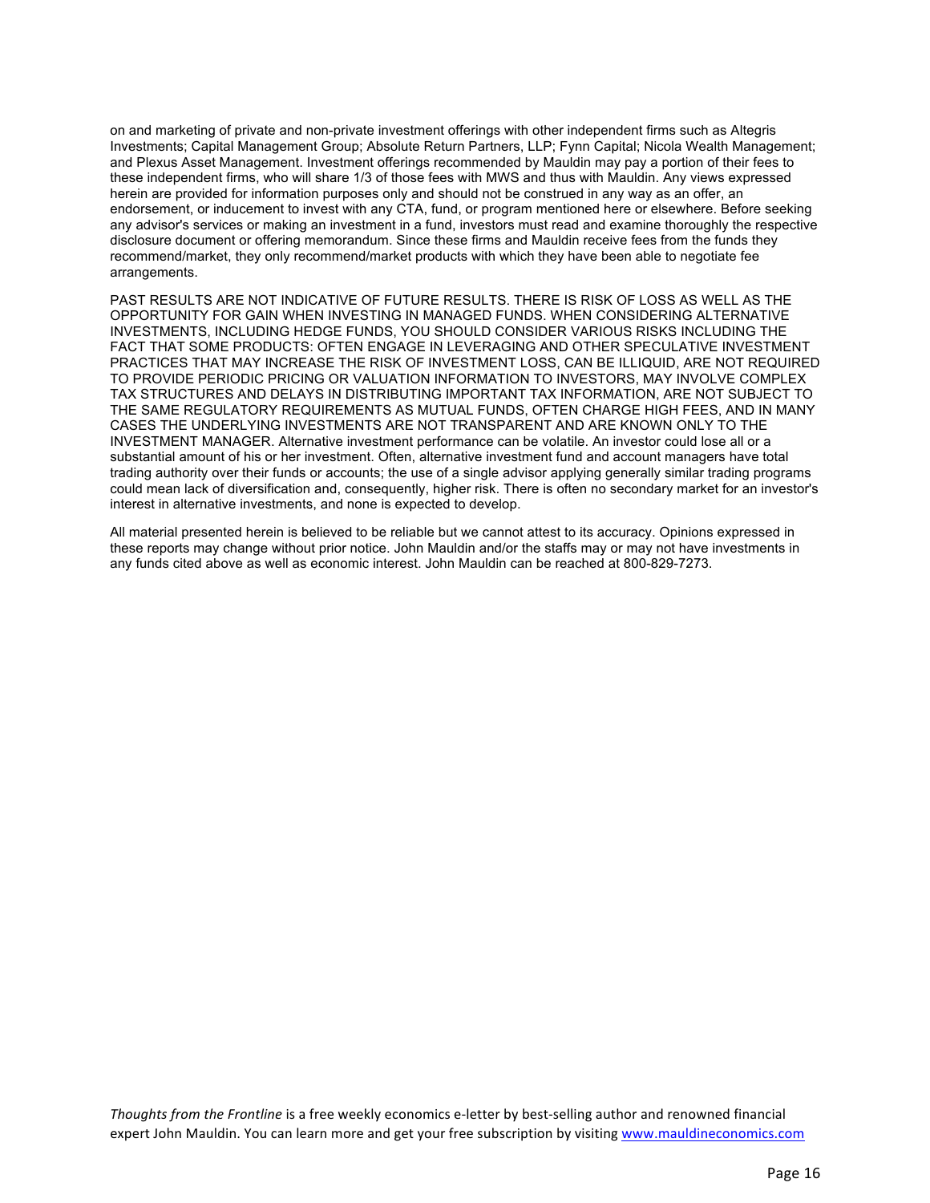on and marketing of private and non-private investment offerings with other independent firms such as Altegris Investments; Capital Management Group; Absolute Return Partners, LLP; Fynn Capital; Nicola Wealth Management; and Plexus Asset Management. Investment offerings recommended by Mauldin may pay a portion of their fees to these independent firms, who will share 1/3 of those fees with MWS and thus with Mauldin. Any views expressed herein are provided for information purposes only and should not be construed in any way as an offer, an endorsement, or inducement to invest with any CTA, fund, or program mentioned here or elsewhere. Before seeking any advisor's services or making an investment in a fund, investors must read and examine thoroughly the respective disclosure document or offering memorandum. Since these firms and Mauldin receive fees from the funds they recommend/market, they only recommend/market products with which they have been able to negotiate fee arrangements.

PAST RESULTS ARE NOT INDICATIVE OF FUTURE RESULTS. THERE IS RISK OF LOSS AS WELL AS THE OPPORTUNITY FOR GAIN WHEN INVESTING IN MANAGED FUNDS. WHEN CONSIDERING ALTERNATIVE INVESTMENTS, INCLUDING HEDGE FUNDS, YOU SHOULD CONSIDER VARIOUS RISKS INCLUDING THE FACT THAT SOME PRODUCTS: OFTEN ENGAGE IN LEVERAGING AND OTHER SPECULATIVE INVESTMENT PRACTICES THAT MAY INCREASE THE RISK OF INVESTMENT LOSS, CAN BE ILLIQUID, ARE NOT REQUIRED TO PROVIDE PERIODIC PRICING OR VALUATION INFORMATION TO INVESTORS, MAY INVOLVE COMPLEX TAX STRUCTURES AND DELAYS IN DISTRIBUTING IMPORTANT TAX INFORMATION, ARE NOT SUBJECT TO THE SAME REGULATORY REQUIREMENTS AS MUTUAL FUNDS, OFTEN CHARGE HIGH FEES, AND IN MANY CASES THE UNDERLYING INVESTMENTS ARE NOT TRANSPARENT AND ARE KNOWN ONLY TO THE INVESTMENT MANAGER. Alternative investment performance can be volatile. An investor could lose all or a substantial amount of his or her investment. Often, alternative investment fund and account managers have total trading authority over their funds or accounts; the use of a single advisor applying generally similar trading programs could mean lack of diversification and, consequently, higher risk. There is often no secondary market for an investor's interest in alternative investments, and none is expected to develop.

All material presented herein is believed to be reliable but we cannot attest to its accuracy. Opinions expressed in these reports may change without prior notice. John Mauldin and/or the staffs may or may not have investments in any funds cited above as well as economic interest. John Mauldin can be reached at 800-829-7273.

*Thoughts from the Frontline* is a free weekly economics e-letter by best-selling author and renowned financial expert John Mauldin. You can learn more and get your free subscription by visiting www.mauldineconomics.com